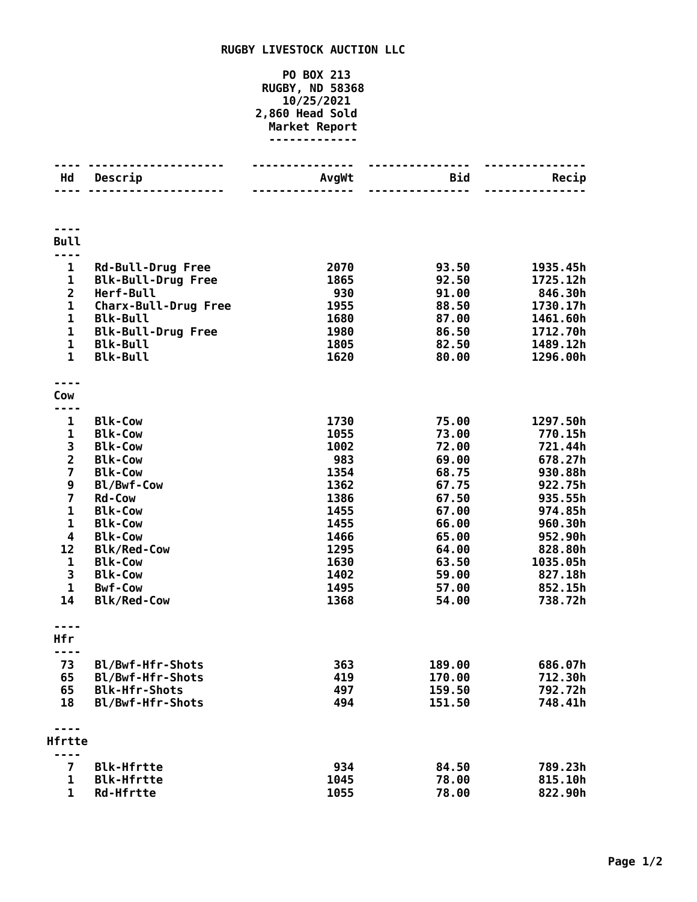# RUGBY LIVESTOCK AUCTION LLC

PO BOX 213
RUGBY, ND 58368
10/25/2021
2,860 Head Sold
Market Report

| Hd | Descrip | AvgWt | Bid | Recip |
|---|---|---|---|---|
| **Bull** | | | | |
| 1 | Rd-Bull-Drug Free | 2070 | 93.50 | 1935.45h |
| 1 | Blk-Bull-Drug Free | 1865 | 92.50 | 1725.12h |
| 2 | Herf-Bull | 930 | 91.00 | 846.30h |
| 1 | Charx-Bull-Drug Free | 1955 | 88.50 | 1730.17h |
| 1 | Blk-Bull | 1680 | 87.00 | 1461.60h |
| 1 | Blk-Bull-Drug Free | 1980 | 86.50 | 1712.70h |
| 1 | Blk-Bull | 1805 | 82.50 | 1489.12h |
| 1 | Blk-Bull | 1620 | 80.00 | 1296.00h |
| **Cow** | | | | |
| 1 | Blk-Cow | 1730 | 75.00 | 1297.50h |
| 1 | Blk-Cow | 1055 | 73.00 | 770.15h |
| 3 | Blk-Cow | 1002 | 72.00 | 721.44h |
| 2 | Blk-Cow | 983 | 69.00 | 678.27h |
| 7 | Blk-Cow | 1354 | 68.75 | 930.88h |
| 9 | Bl/Bwf-Cow | 1362 | 67.75 | 922.75h |
| 7 | Rd-Cow | 1386 | 67.50 | 935.55h |
| 1 | Blk-Cow | 1455 | 67.00 | 974.85h |
| 1 | Blk-Cow | 1455 | 66.00 | 960.30h |
| 4 | Blk-Cow | 1466 | 65.00 | 952.90h |
| 12 | Blk/Red-Cow | 1295 | 64.00 | 828.80h |
| 1 | Blk-Cow | 1630 | 63.50 | 1035.05h |
| 3 | Blk-Cow | 1402 | 59.00 | 827.18h |
| 1 | Bwf-Cow | 1495 | 57.00 | 852.15h |
| 14 | Blk/Red-Cow | 1368 | 54.00 | 738.72h |
| **Hfr** | | | | |
| 73 | Bl/Bwf-Hfr-Shots | 363 | 189.00 | 686.07h |
| 65 | Bl/Bwf-Hfr-Shots | 419 | 170.00 | 712.30h |
| 65 | Blk-Hfr-Shots | 497 | 159.50 | 792.72h |
| 18 | Bl/Bwf-Hfr-Shots | 494 | 151.50 | 748.41h |
| **Hfrtte** | | | | |
| 7 | Blk-Hfrtte | 934 | 84.50 | 789.23h |
| 1 | Blk-Hfrtte | 1045 | 78.00 | 815.10h |
| 1 | Rd-Hfrtte | 1055 | 78.00 | 822.90h |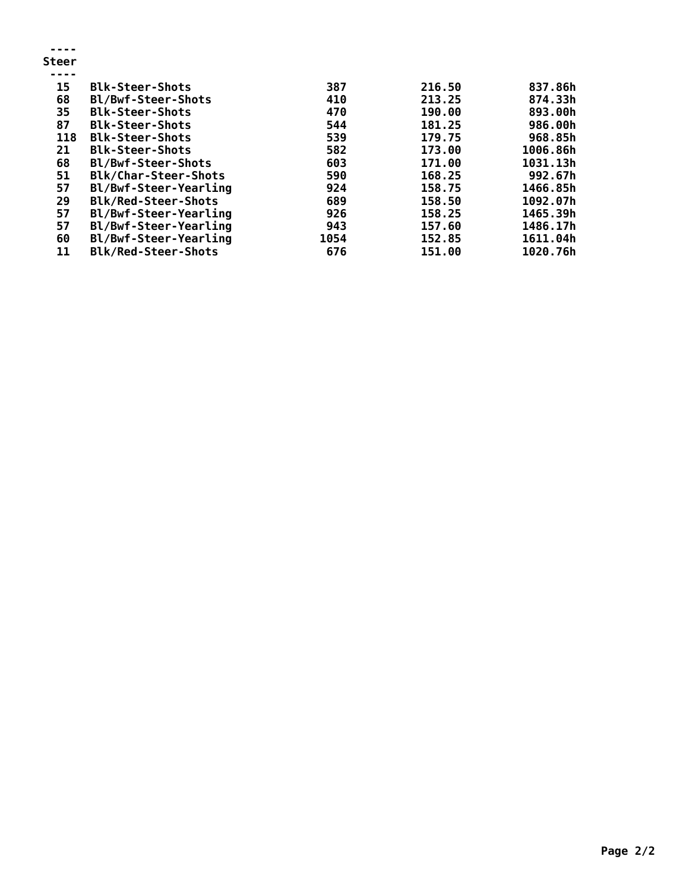**Steer**

| | | | | |
|---|---|---|---|---|
| 15 | Blk-Steer-Shots | 387 | 216.50 | 837.86h |
| 68 | Bl/Bwf-Steer-Shots | 410 | 213.25 | 874.33h |
| 35 | Blk-Steer-Shots | 470 | 190.00 | 893.00h |
| 87 | Blk-Steer-Shots | 544 | 181.25 | 986.00h |
| 118 | Blk-Steer-Shots | 539 | 179.75 | 968.85h |
| 21 | Blk-Steer-Shots | 582 | 173.00 | 1006.86h |
| 68 | Bl/Bwf-Steer-Shots | 603 | 171.00 | 1031.13h |
| 51 | Blk/Char-Steer-Shots | 590 | 168.25 | 992.67h |
| 57 | Bl/Bwf-Steer-Yearling | 924 | 158.75 | 1466.85h |
| 29 | Blk/Red-Steer-Shots | 689 | 158.50 | 1092.07h |
| 57 | Bl/Bwf-Steer-Yearling | 926 | 158.25 | 1465.39h |
| 57 | Bl/Bwf-Steer-Yearling | 943 | 157.60 | 1486.17h |
| 60 | Bl/Bwf-Steer-Yearling | 1054 | 152.85 | 1611.04h |
| 11 | Blk/Red-Steer-Shots | 676 | 151.00 | 1020.76h |